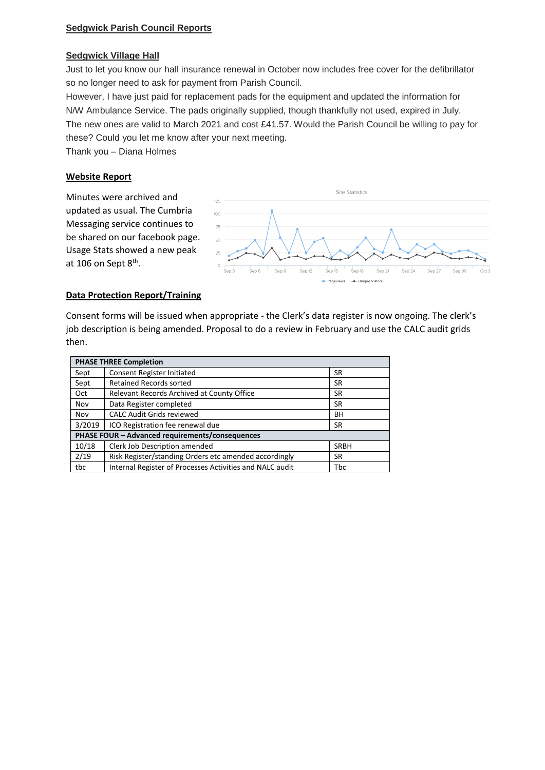## Sedgwick Parish Council Reports

### Sedgwick Village Hall

Just to let you know our hall insurance renewal in October now includes free cover for the defibrillator so no longer need to ask for payment from Parish Council.

However, I have just paid for replacement pads for the equipment and updated the information for N/W Ambulance Service. The pads originally supplied, though thankfully not used, expired in July. The new ones are valid to March 2021 and cost £41.57. Would the Parish Council be willing to pay for these? Could you let me know after your next meeting.

Thank you – Diana Holmes

### Website Report

Minutes were archived and updated as usual. The Cumbria Messaging service continues to be shared on our facebook page. Usage Stats showed a new peak at 106 on Sept 8th.

### Data Protection Report/Training

Consent forms will be issued when appropriate - the Clerk's data register is now ongoing. The clerk's job description is being amended. Proposal to do a review in February and use the CALC audit grids then.

| **PHASE THREE Completion** | | |
|---|---|---|
| Sept | Consent Register Initiated | SR |
| Sept | Retained Records sorted | SR |
| Oct | Relevant Records Archived at County Office | SR |
| Nov | Data Register completed | SR |
| Nov | CALC Audit Grids reviewed | BH |
| 3/2019 | ICO Registration fee renewal due | SR |
| **PHASE FOUR – Advanced requirements/consequences** | | |
| 10/18 | Clerk Job Description amended | SRBH |
| 2/19 | Risk Register/standing Orders etc amended accordingly | SR |
| tbc | Internal Register of Processes Activities and NALC audit | Tbc |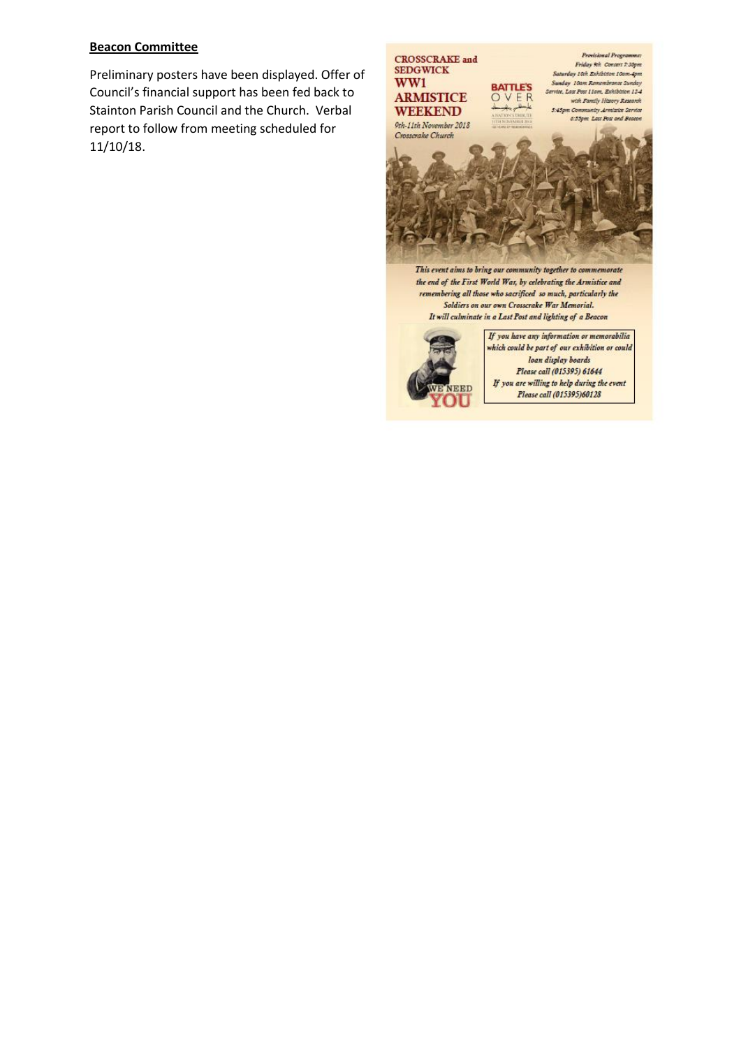**Beacon Committee**

Preliminary posters have been displayed. Offer of Council's financial support has been fed back to Stainton Parish Council and the Church. Verbal report to follow from meeting scheduled for 11/10/18.

CROSSCRAKE and SEDGWICK
WW1
ARMISTICE
WEEKEND

*9th-11th November 2018*
*Crosscrake Church*

BATTLE'S OVER

*Provisional Programme:*
*Friday 9th Concert 7:30pm*
*Saturday 10th Exhibition 10am-4pm*
*Sunday 10am Remembrance Sunday Service, Last Post 11am, Exhibition 12-4 with Family History Research*
*5:45pm Community Armistice Service*
*6:55pm Last Post and Beacon*

*This event aims to bring our community together to commemorate the end of the First World War, by celebrating the Armistice and remembering all those who sacrificed so much, particularly the Soldiers on our own Crosscrake War Memorial.*
*It will culminate in a Last Post and lighting of a Beacon*

WE NEED YOU

*If you have any information or memorabilia which could be part of our exhibition or could loan display boards*
*Please call (015395) 61644*
*If you are willing to help during the event*
*Please call (015395)60128*